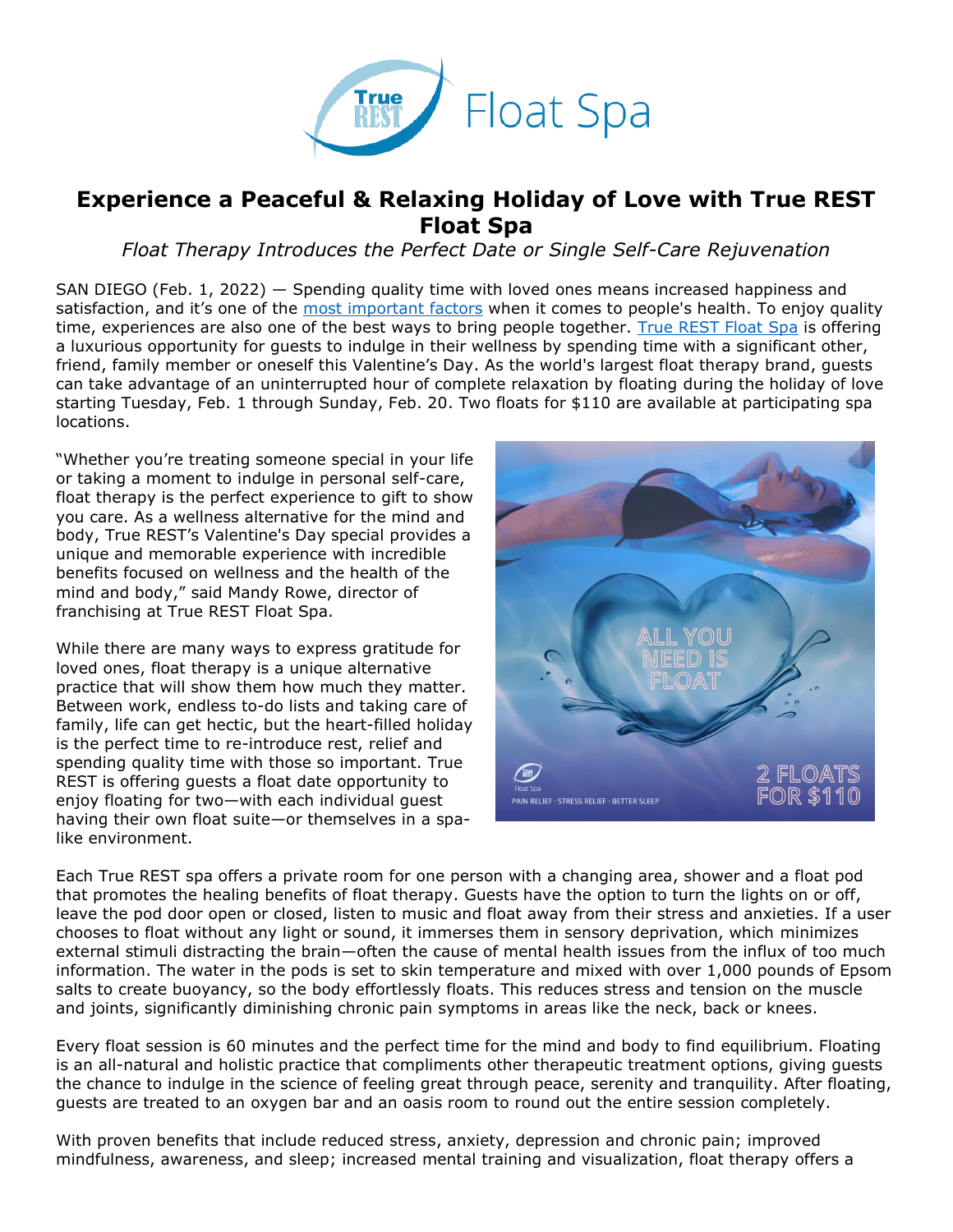# Experience a Peaceful & Relaxing Holiday of Love with True REST Float Spa

*Float Therapy Introduces the Perfect Date or Single Self-Care Rejuvenation*

SAN DIEGO (Feb. 1, 2022) — Spending quality time with loved ones means increased happiness and satisfaction, and it's one of the most important factors when it comes to people's health. To enjoy quality time, experiences are also one of the best ways to bring people together. True REST Float Spa is offering a luxurious opportunity for guests to indulge in their wellness by spending time with a significant other, friend, family member or oneself this Valentine's Day. As the world's largest float therapy brand, guests can take advantage of an uninterrupted hour of complete relaxation by floating during the holiday of love starting Tuesday, Feb. 1 through Sunday, Feb. 20. Two floats for $110 are available at participating spa locations.

"Whether you're treating someone special in your life or taking a moment to indulge in personal self-care, float therapy is the perfect experience to gift to show you care. As a wellness alternative for the mind and body, True REST's Valentine's Day special provides a unique and memorable experience with incredible benefits focused on wellness and the health of the mind and body," said Mandy Rowe, director of franchising at True REST Float Spa.

While there are many ways to express gratitude for loved ones, float therapy is a unique alternative practice that will show them how much they matter. Between work, endless to-do lists and taking care of family, life can get hectic, but the heart-filled holiday is the perfect time to re-introduce rest, relief and spending quality time with those so important. True REST is offering guests a float date opportunity to enjoy floating for two—with each individual guest having their own float suite—or themselves in a spa-like environment.

Each True REST spa offers a private room for one person with a changing area, shower and a float pod that promotes the healing benefits of float therapy. Guests have the option to turn the lights on or off, leave the pod door open or closed, listen to music and float away from their stress and anxieties. If a user chooses to float without any light or sound, it immerses them in sensory deprivation, which minimizes external stimuli distracting the brain—often the cause of mental health issues from the influx of too much information. The water in the pods is set to skin temperature and mixed with over 1,000 pounds of Epsom salts to create buoyancy, so the body effortlessly floats. This reduces stress and tension on the muscle and joints, significantly diminishing chronic pain symptoms in areas like the neck, back or knees.

Every float session is 60 minutes and the perfect time for the mind and body to find equilibrium. Floating is an all-natural and holistic practice that compliments other therapeutic treatment options, giving guests the chance to indulge in the science of feeling great through peace, serenity and tranquility. After floating, guests are treated to an oxygen bar and an oasis room to round out the entire session completely.

With proven benefits that include reduced stress, anxiety, depression and chronic pain; improved mindfulness, awareness, and sleep; increased mental training and visualization, float therapy offers a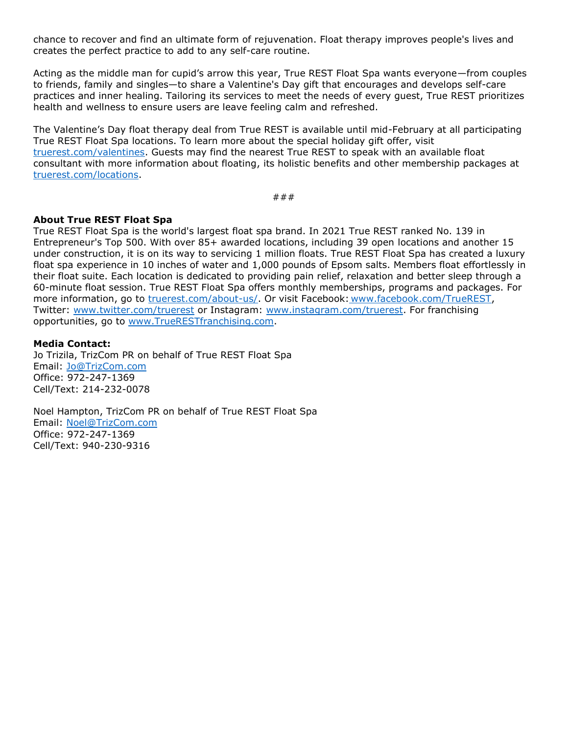chance to recover and find an ultimate form of rejuvenation. Float therapy improves people's lives and creates the perfect practice to add to any self-care routine.

Acting as the middle man for cupid's arrow this year, True REST Float Spa wants everyone—from couples to friends, family and singles—to share a Valentine's Day gift that encourages and develops self-care practices and inner healing. Tailoring its services to meet the needs of every guest, True REST prioritizes health and wellness to ensure users are leave feeling calm and refreshed.

The Valentine's Day float therapy deal from True REST is available until mid-February at all participating True REST Float Spa locations. To learn more about the special holiday gift offer, visit truerest.com/valentines. Guests may find the nearest True REST to speak with an available float consultant with more information about floating, its holistic benefits and other membership packages at truerest.com/locations.

###

**About True REST Float Spa**
True REST Float Spa is the world's largest float spa brand. In 2021 True REST ranked No. 139 in Entrepreneur's Top 500. With over 85+ awarded locations, including 39 open locations and another 15 under construction, it is on its way to servicing 1 million floats. True REST Float Spa has created a luxury float spa experience in 10 inches of water and 1,000 pounds of Epsom salts. Members float effortlessly in their float suite. Each location is dedicated to providing pain relief, relaxation and better sleep through a 60-minute float session. True REST Float Spa offers monthly memberships, programs and packages. For more information, go to truerest.com/about-us/. Or visit Facebook: www.facebook.com/TrueREST, Twitter: www.twitter.com/truerest or Instagram: www.instagram.com/truerest. For franchising opportunities, go to www.TrueRESTfranchising.com.

**Media Contact:**
Jo Trizila, TrizCom PR on behalf of True REST Float Spa
Email: Jo@TrizCom.com
Office: 972-247-1369
Cell/Text: 214-232-0078

Noel Hampton, TrizCom PR on behalf of True REST Float Spa
Email: Noel@TrizCom.com
Office: 972-247-1369
Cell/Text: 940-230-9316